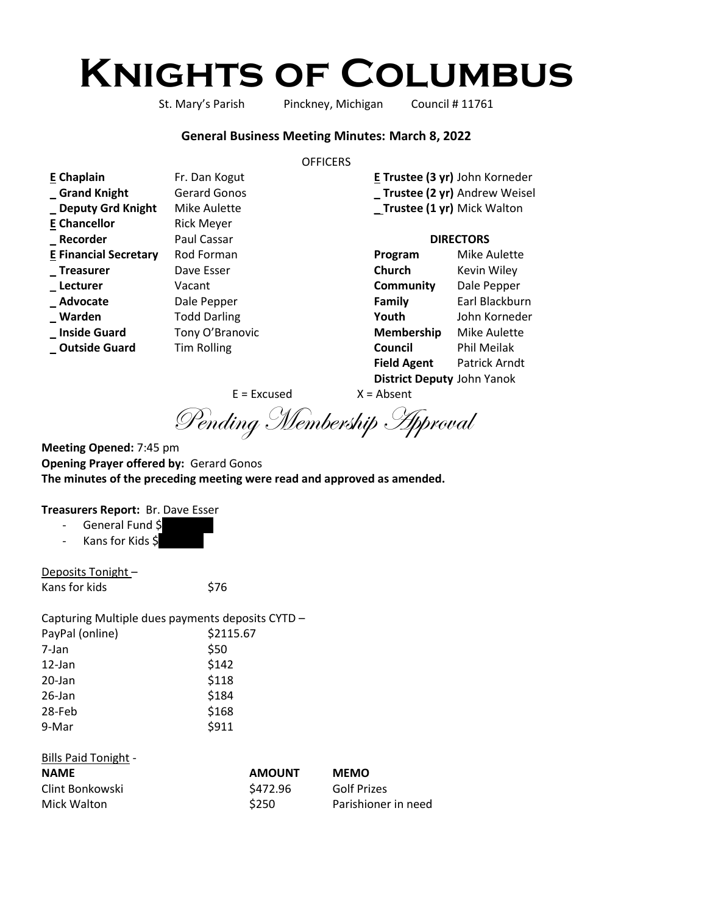# Knights of Columbus

St. Mary's Parish Pinckney, Michigan Council # 11761

### General Business Meeting Minutes: March 8, 2022

OFFICERS

| | |
|---|---|
| **E Chaplain** | Fr. Dan Kogut |
| **_ Grand Knight** | Gerard Gonos |
| **_ Deputy Grd Knight** | Mike Aulette |
| **E Chancellor** | Rick Meyer |
| **_ Recorder** | Paul Cassar |
| **E Financial Secretary** | Rod Forman |
| **_ Treasurer** | Dave Esser |
| **_ Lecturer** | Vacant |
| **_ Advocate** | Dale Pepper |
| **_ Warden** | Todd Darling |
| **_ Inside Guard** | Tony O'Branovic |
| **_ Outside Guard** | Tim Rolling |

**E Trustee (3 yr)** John Korneder
**_ Trustee (2 yr)** Andrew Weisel
**_ Trustee (1 yr)** Mick Walton

**DIRECTORS**

| | |
|---|---|
| **Program** | Mike Aulette |
| **Church** | Kevin Wiley |
| **Community** | Dale Pepper |
| **Family** | Earl Blackburn |
| **Youth** | John Korneder |
| **Membership** | Mike Aulette |
| **Council** | Phil Meilak |
| **Field Agent** | Patrick Arndt |
| **District Deputy** | John Yanok |

E = Excused X = Absent

*Pending Membership Approval*

**Meeting Opened:** 7:45 pm
**Opening Prayer offered by:** Gerard Gonos
**The minutes of the preceding meeting were read and approved as amended.**

**Treasurers Report:** Br. Dave Esser

- General Fund $[redacted]
- Kans for Kids $[redacted]

Deposits Tonight –

| | |
|---|---|
| Kans for kids | $76 |

Capturing Multiple dues payments deposits CYTD –

| | |
|---|---|
| PayPal (online) | $2115.67 |
| 7-Jan | $50 |
| 12-Jan | $142 |
| 20-Jan | $118 |
| 26-Jan | $184 |
| 28-Feb | $168 |
| 9-Mar | $911 |

Bills Paid Tonight -

| NAME | AMOUNT | MEMO |
|---|---|---|
| Clint Bonkowski | $472.96 | Golf Prizes |
| Mick Walton | $250 | Parishioner in need |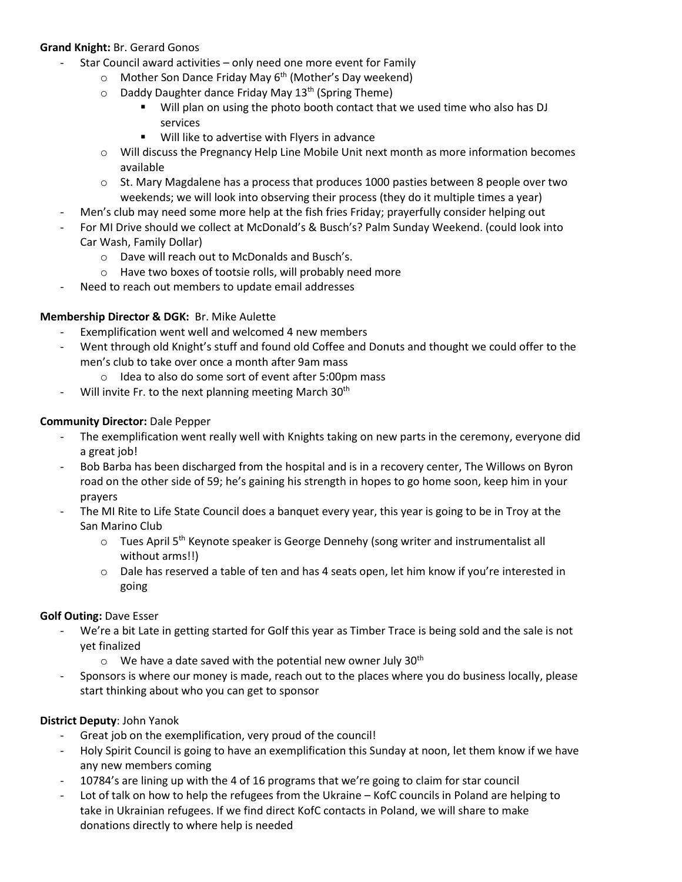**Grand Knight:** Br. Gerard Gonos

- Star Council award activities – only need one more event for Family
    - Mother Son Dance Friday May 6th (Mother's Day weekend)
    - Daddy Daughter dance Friday May 13th (Spring Theme)
        - Will plan on using the photo booth contact that we used time who also has DJ services
        - Will like to advertise with Flyers in advance
    - Will discuss the Pregnancy Help Line Mobile Unit next month as more information becomes available
    - St. Mary Magdalene has a process that produces 1000 pasties between 8 people over two weekends; we will look into observing their process (they do it multiple times a year)
- Men's club may need some more help at the fish fries Friday; prayerfully consider helping out
- For MI Drive should we collect at McDonald's & Busch's? Palm Sunday Weekend. (could look into Car Wash, Family Dollar)
    - Dave will reach out to McDonalds and Busch's.
    - Have two boxes of tootsie rolls, will probably need more
- Need to reach out members to update email addresses

**Membership Director & DGK:** Br. Mike Aulette

- Exemplification went well and welcomed 4 new members
- Went through old Knight's stuff and found old Coffee and Donuts and thought we could offer to the men's club to take over once a month after 9am mass
    - Idea to also do some sort of event after 5:00pm mass
- Will invite Fr. to the next planning meeting March 30th

**Community Director:** Dale Pepper

- The exemplification went really well with Knights taking on new parts in the ceremony, everyone did a great job!
- Bob Barba has been discharged from the hospital and is in a recovery center, The Willows on Byron road on the other side of 59; he's gaining his strength in hopes to go home soon, keep him in your prayers
- The MI Rite to Life State Council does a banquet every year, this year is going to be in Troy at the San Marino Club
    - Tues April 5th Keynote speaker is George Dennehy (song writer and instrumentalist all without arms!!)
    - Dale has reserved a table of ten and has 4 seats open, let him know if you're interested in going

**Golf Outing:** Dave Esser

- We're a bit Late in getting started for Golf this year as Timber Trace is being sold and the sale is not yet finalized
    - We have a date saved with the potential new owner July 30th
- Sponsors is where our money is made, reach out to the places where you do business locally, please start thinking about who you can get to sponsor

**District Deputy**: John Yanok

- Great job on the exemplification, very proud of the council!
- Holy Spirit Council is going to have an exemplification this Sunday at noon, let them know if we have any new members coming
- 10784's are lining up with the 4 of 16 programs that we're going to claim for star council
- Lot of talk on how to help the refugees from the Ukraine – KofC councils in Poland are helping to take in Ukrainian refugees. If we find direct KofC contacts in Poland, we will share to make donations directly to where help is needed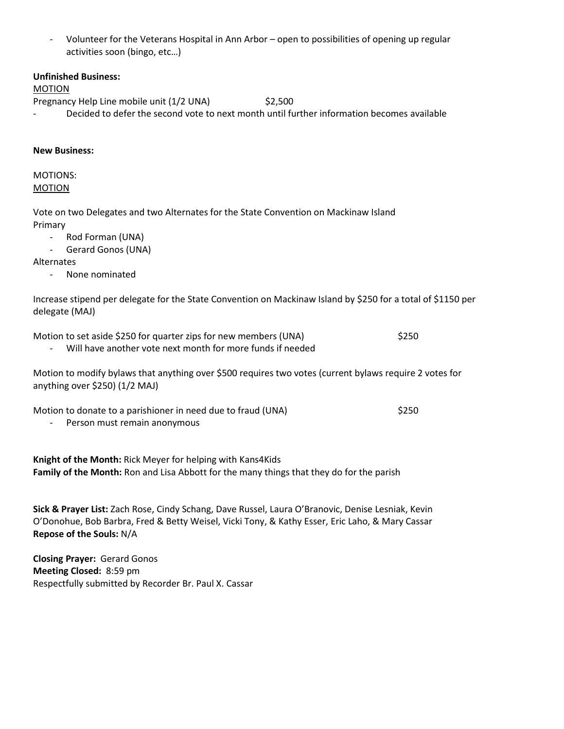- Volunteer for the Veterans Hospital in Ann Arbor – open to possibilities of opening up regular activities soon (bingo, etc…)

**Unfinished Business:**

MOTION

Pregnancy Help Line mobile unit (1/2 UNA) $2,500

- Decided to defer the second vote to next month until further information becomes available

**New Business:**

MOTIONS:

MOTION

Vote on two Delegates and two Alternates for the State Convention on Mackinaw Island

Primary

- Rod Forman (UNA)
- Gerard Gonos (UNA)

Alternates

- None nominated

Increase stipend per delegate for the State Convention on Mackinaw Island by $250 for a total of $1150 per delegate (MAJ)

Motion to set aside $250 for quarter zips for new members (UNA) $250

- Will have another vote next month for more funds if needed

Motion to modify bylaws that anything over $500 requires two votes (current bylaws require 2 votes for anything over $250) (1/2 MAJ)

Motion to donate to a parishioner in need due to fraud (UNA) $250

- Person must remain anonymous

**Knight of the Month:** Rick Meyer for helping with Kans4Kids

**Family of the Month:** Ron and Lisa Abbott for the many things that they do for the parish

**Sick & Prayer List:** Zach Rose, Cindy Schang, Dave Russel, Laura O'Branovic, Denise Lesniak, Kevin O'Donohue, Bob Barbra, Fred & Betty Weisel, Vicki Tony, & Kathy Esser, Eric Laho, & Mary Cassar

**Repose of the Souls:** N/A

**Closing Prayer:** Gerard Gonos

**Meeting Closed:** 8:59 pm

Respectfully submitted by Recorder Br. Paul X. Cassar